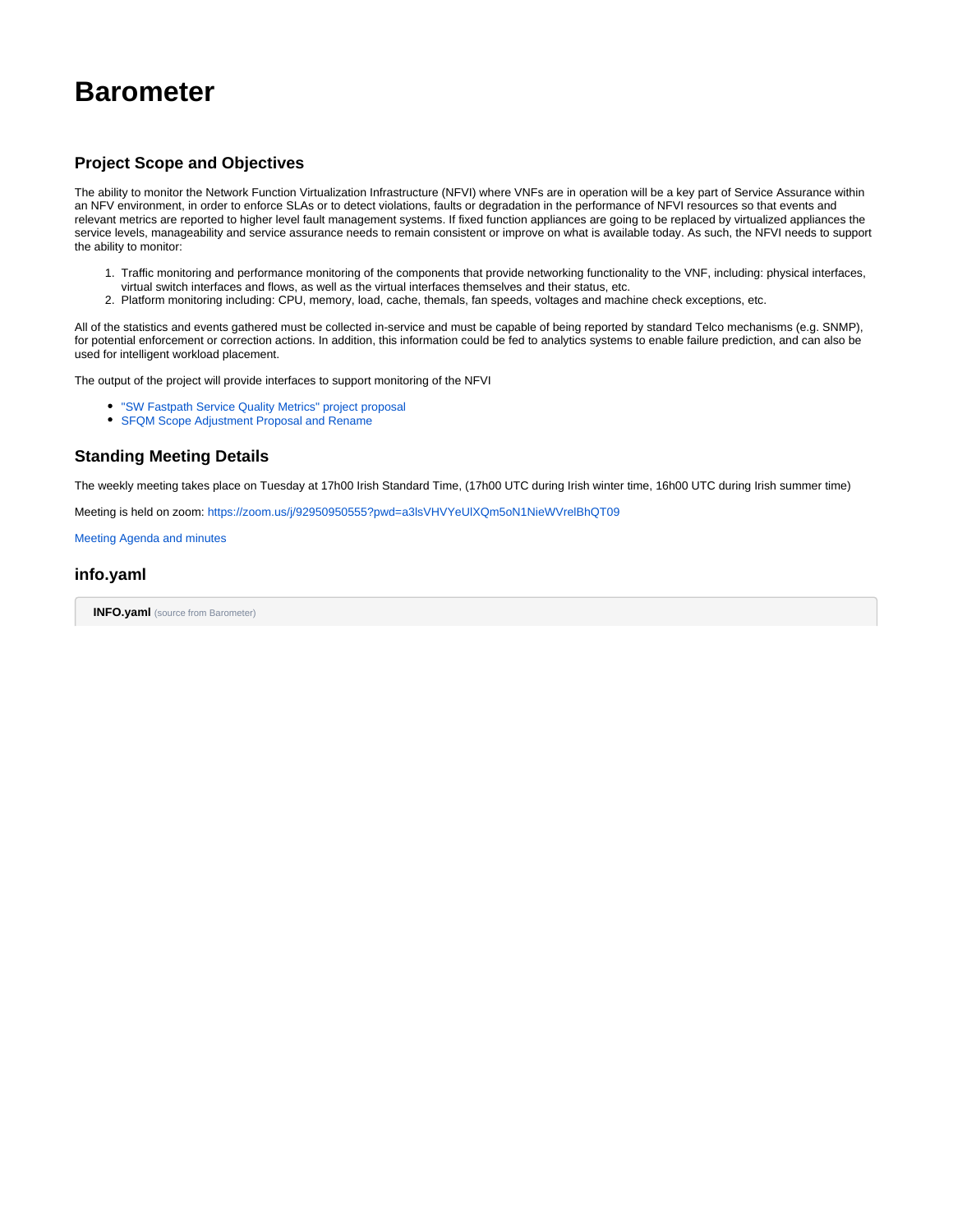# Barometer

## Project Scope and Objectives

The ability to monitor the Network Function Virtualization Infrastructure (NFVI) where VNFs are in operation will be a key part of Service Assurance within an NFV environment, in order to enforce SLAs or to detect violations, faults or degradation in the performance of NFVI resources so that events and relevant metrics are reported to higher level fault management systems. If fixed function appliances are going to be replaced by virtualized appliances the service levels, manageability and service assurance needs to remain consistent or improve on what is available today. As such, the NFVI needs to support the ability to monitor:

1. Traffic monitoring and performance monitoring of the components that provide networking functionality to the VNF, including: physical interfaces, virtual switch interfaces and flows, as well as the virtual interfaces themselves and their status, etc.
2. Platform monitoring including: CPU, memory, load, cache, themals, fan speeds, voltages and machine check exceptions, etc.

All of the statistics and events gathered must be collected in-service and must be capable of being reported by standard Telco mechanisms (e.g. SNMP), for potential enforcement or correction actions. In addition, this information could be fed to analytics systems to enable failure prediction, and can also be used for intelligent workload placement.

The output of the project will provide interfaces to support monitoring of the NFVI

- "SW Fastpath Service Quality Metrics" project proposal
- SFQM Scope Adjustment Proposal and Rename

## Standing Meeting Details

The weekly meeting takes place on Tuesday at 17h00 Irish Standard Time, (17h00 UTC during Irish winter time, 16h00 UTC during Irish summer time)

Meeting is held on zoom: https://zoom.us/j/92950950555?pwd=a3lsVHVYeUlXQm5oN1NieWVrelBhQT09

Meeting Agenda and minutes

## info.yaml

**INFO.yaml** (source from Barometer)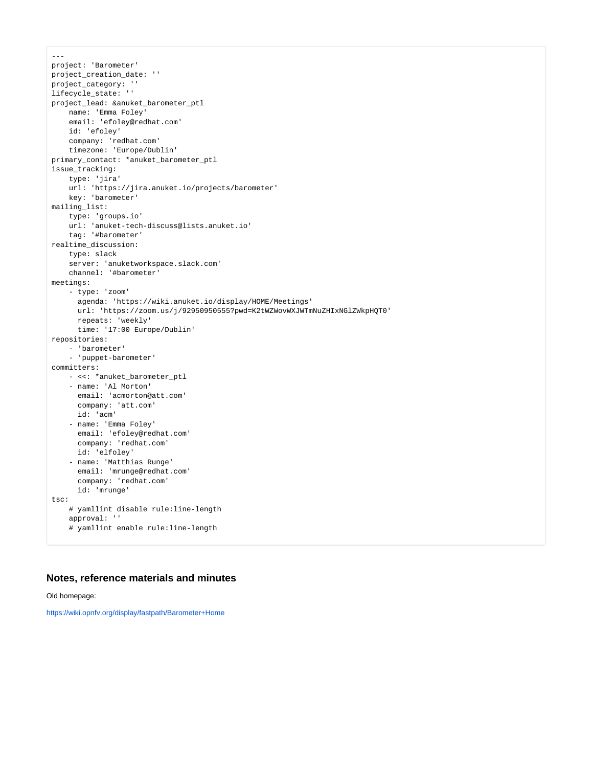```yaml
---
project: 'Barometer'
project_creation_date: ''
project_category: ''
lifecycle_state: ''
project_lead: &anuket_barometer_ptl
    name: 'Emma Foley'
    email: 'efoley@redhat.com'
    id: 'efoley'
    company: 'redhat.com'
    timezone: 'Europe/Dublin'
primary_contact: *anuket_barometer_ptl
issue_tracking:
    type: 'jira'
    url: 'https://jira.anuket.io/projects/barometer'
    key: 'barometer'
mailing_list:
    type: 'groups.io'
    url: 'anuket-tech-discuss@lists.anuket.io'
    tag: '#barometer'
realtime_discussion:
    type: slack
    server: 'anuketworkspace.slack.com'
    channel: '#barometer'
meetings:
    - type: 'zoom'
      agenda: 'https://wiki.anuket.io/display/HOME/Meetings'
      url: 'https://zoom.us/j/92950950555?pwd=K2tWZWovWXJWTmNuZHIxNGlZWkpHQT0'
      repeats: 'weekly'
      time: '17:00 Europe/Dublin'
repositories:
    - 'barometer'
    - 'puppet-barometer'
committers:
    - <<: *anuket_barometer_ptl
    - name: 'Al Morton'
      email: 'acmorton@att.com'
      company: 'att.com'
      id: 'acm'
    - name: 'Emma Foley'
      email: 'efoley@redhat.com'
      company: 'redhat.com'
      id: 'elfoley'
    - name: 'Matthias Runge'
      email: 'mrunge@redhat.com'
      company: 'redhat.com'
      id: 'mrunge'
tsc:
    # yamllint disable rule:line-length
    approval: ''
    # yamllint enable rule:line-length
```

## Notes, reference materials and minutes

Old homepage:

https://wiki.opnfv.org/display/fastpath/Barometer+Home